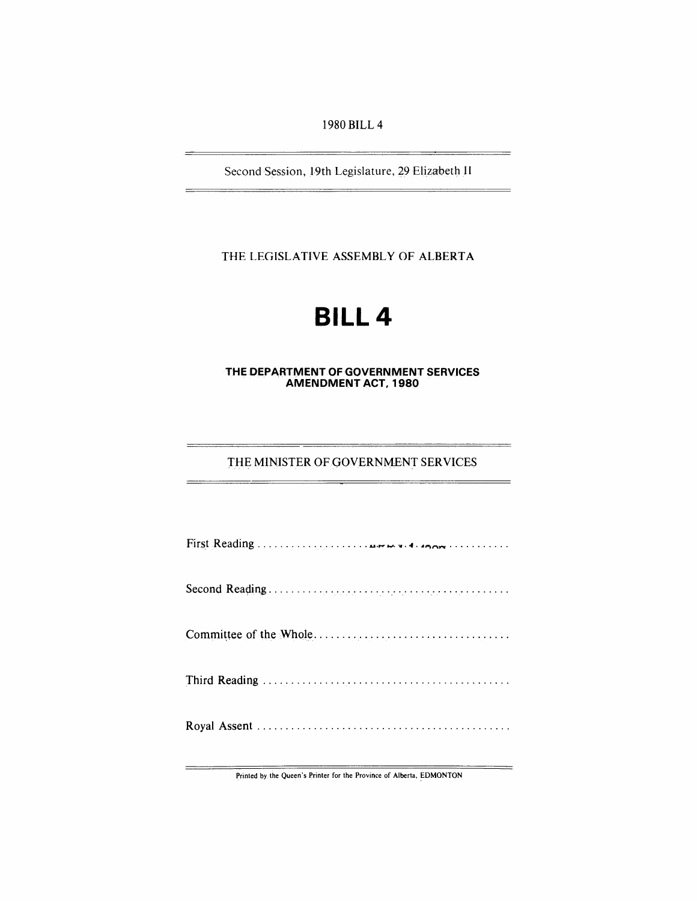1980 BILL 4

Second Session, 19th Legislature, 29 Elizabeth II

THE LEGISLATIVE ASSEMBLY OF ALBERTA

# BILL 4

## THE DEPARTMENT OF GOVERNMENT SERVICES AMENDMENT ACT, 1980

THE MINISTER OF GOVERNMENT SERVICES

First Reading . . . . . . . . . . . . . . . . . . . . . . . . . . . . . . . . . . . . . . . . . . . . . . .

Second Reading . . . . . . . . . . . . . . . . . . . . . . . . . . . . . . . . . . . . . . . . . . . . .

Committee of the Whole . . . . . . . . . . . . . . . . . . . . . . . . . . . . . . . . . . . . .

Third Reading . . . . . . . . . . . . . . . . . . . . . . . . . . . . . . . . . . . . . . . . . . . . . .

Royal Assent . . . . . . . . . . . . . . . . . . . . . . . . . . . . . . . . . . . . . . . . . . . . . . .

Printed by the Queen's Printer for the Province of Alberta, EDMONTON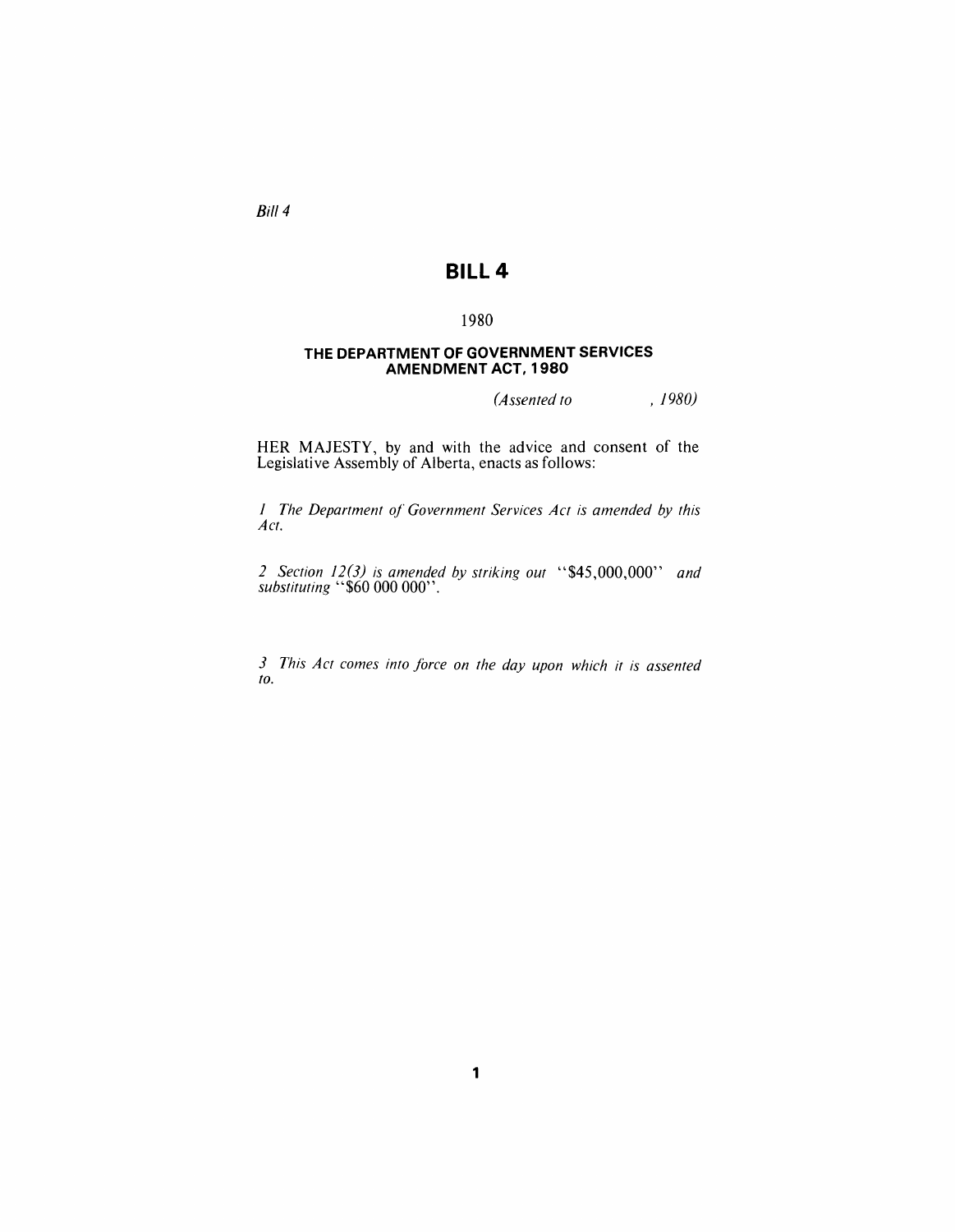*Bill 4*

# BILL 4

1980

## THE DEPARTMENT OF GOVERNMENT SERVICES AMENDMENT ACT, 1980

*(Assented to , 1980)*

HER MAJESTY, by and with the advice and consent of the Legislative Assembly of Alberta, enacts as follows:

*1 The Department of Government Services Act is amended by this Act.*

*2 Section 12(3) is amended by striking out* "$45,000,000" *and substituting* "$60 000 000".

*3 This Act comes into force on the day upon which it is assented to.*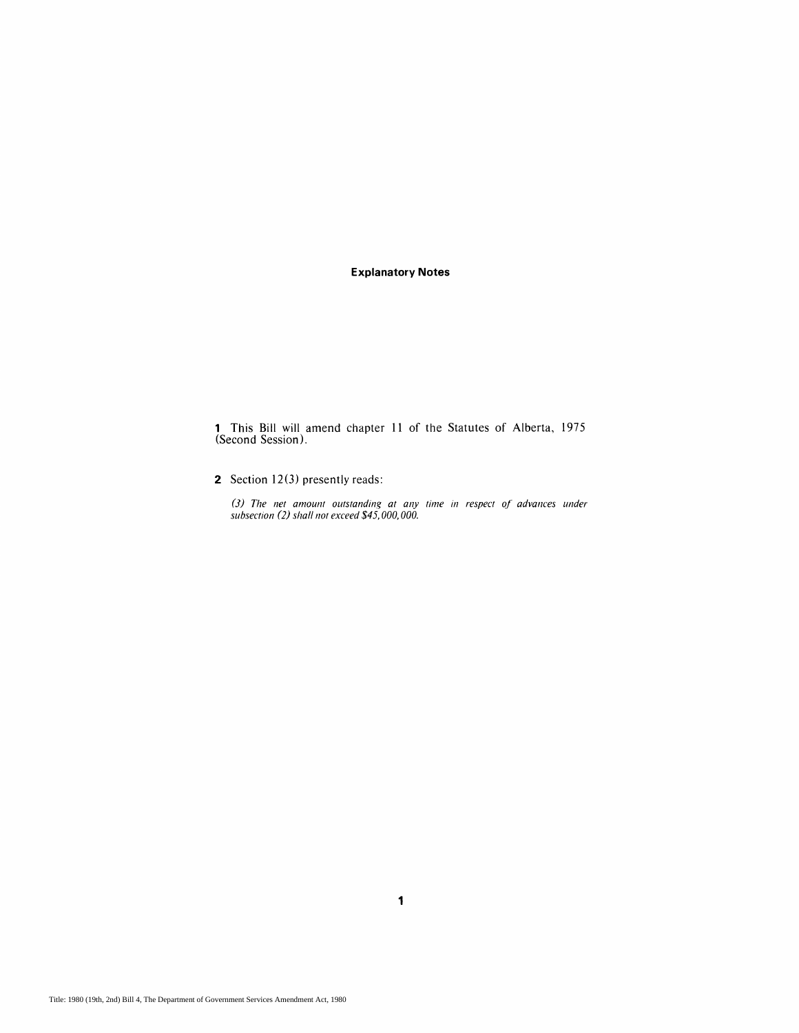## Explanatory Notes

**1** This Bill will amend chapter 11 of the Statutes of Alberta, 1975 (Second Session).

**2** Section 12(3) presently reads:

*(3) The net amount outstanding at any time in respect of advances under subsection (2) shall not exceed $45,000,000.*